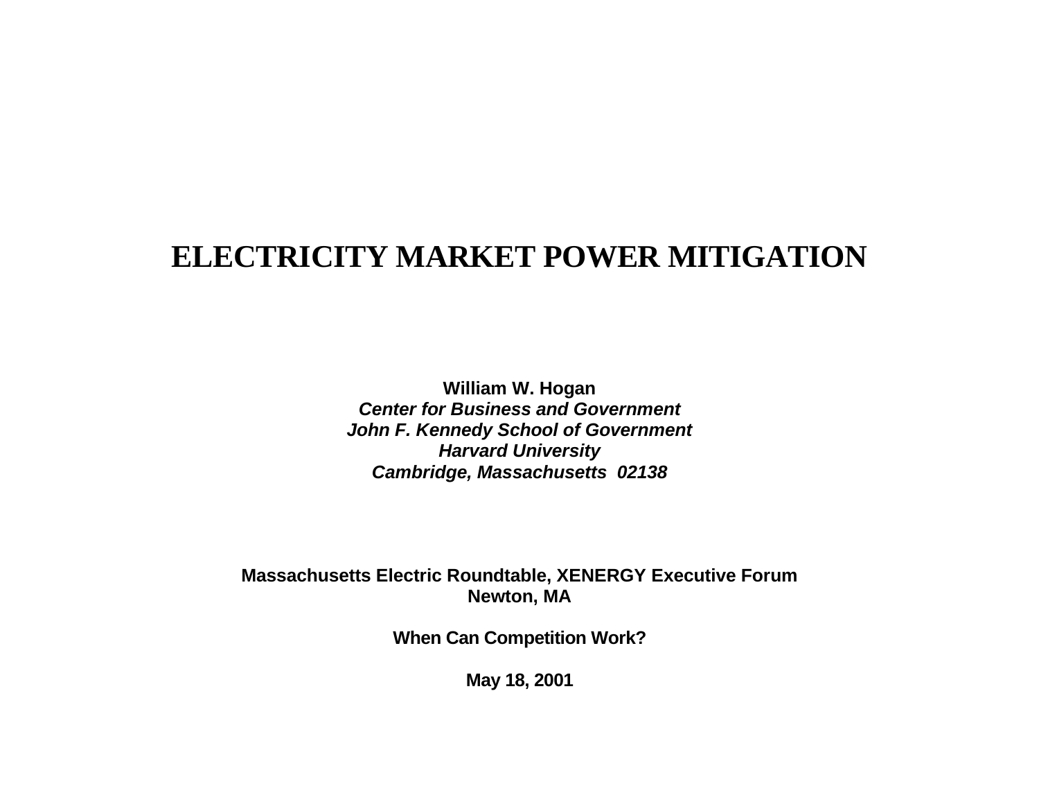# ELECTRICITY MARKET POWER MITIGATION

**William W. Hogan**
***Center for Business and Government***
***John F. Kennedy School of Government***
***Harvard University***
***Cambridge, Massachusetts 02138***

**Massachusetts Electric Roundtable, XENERGY Executive Forum**
**Newton, MA**

**When Can Competition Work?**

**May 18, 2001**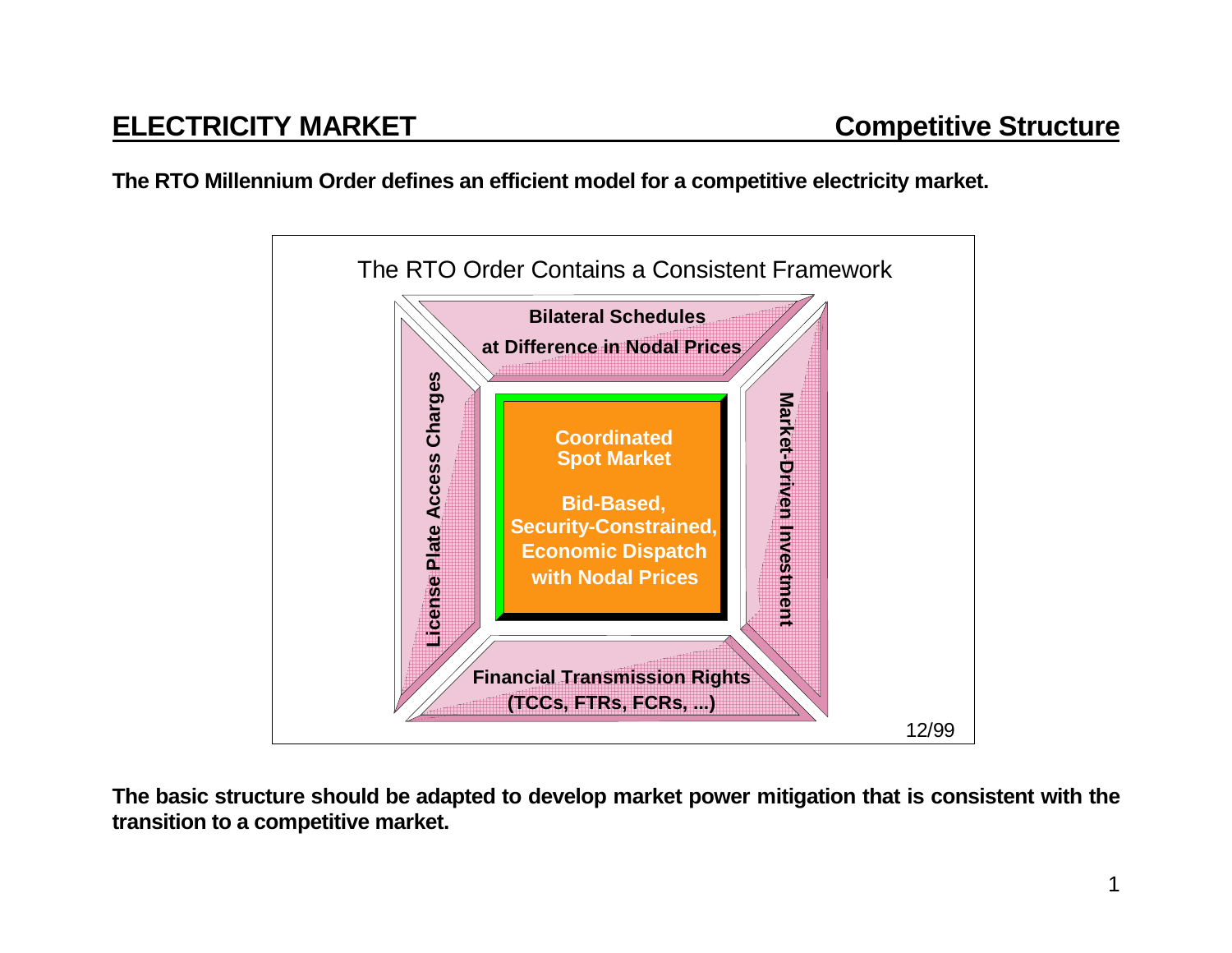## ELECTRICITY MARKET — Competitive Structure

**The RTO Millennium Order defines an efficient model for a competitive electricity market.**

The RTO Order Contains a Consistent Framework

**Bilateral Schedules at Difference in Nodal Prices**

**License Plate Access Charges**

**Coordinated Spot Market**

**Bid-Based, Security-Constrained, Economic Dispatch with Nodal Prices**

**Market-Driven Investment**

**Financial Transmission Rights (TCCs, FTRs, FCRs, ...)**

12/99

**The basic structure should be adapted to develop market power mitigation that is consistent with the transition to a competitive market.**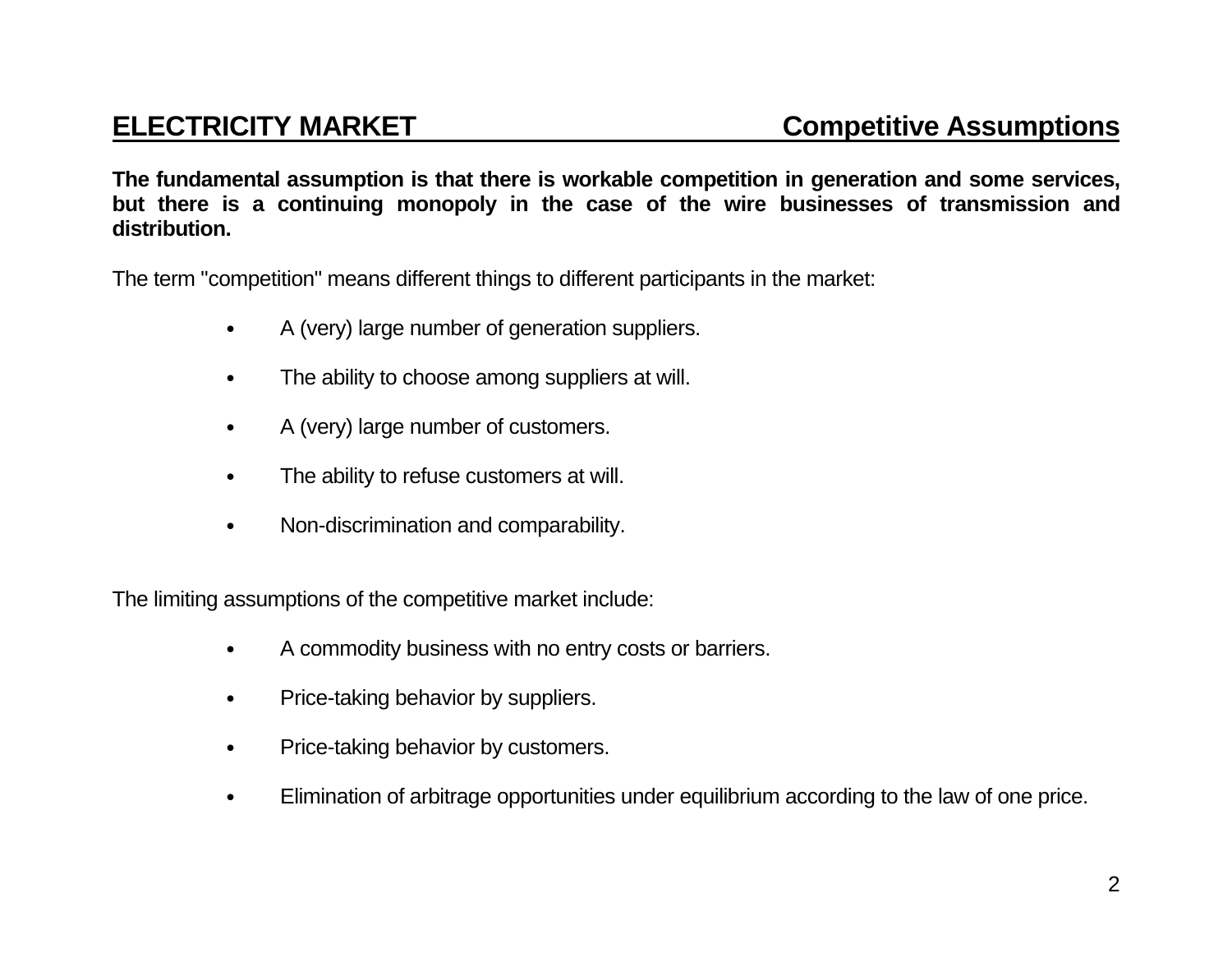## ELECTRICITY MARKET — Competitive Assumptions

**The fundamental assumption is that there is workable competition in generation and some services, but there is a continuing monopoly in the case of the wire businesses of transmission and distribution.**

The term "competition" means different things to different participants in the market:

- A (very) large number of generation suppliers.
- The ability to choose among suppliers at will.
- A (very) large number of customers.
- The ability to refuse customers at will.
- Non-discrimination and comparability.

The limiting assumptions of the competitive market include:

- A commodity business with no entry costs or barriers.
- Price-taking behavior by suppliers.
- Price-taking behavior by customers.
- Elimination of arbitrage opportunities under equilibrium according to the law of one price.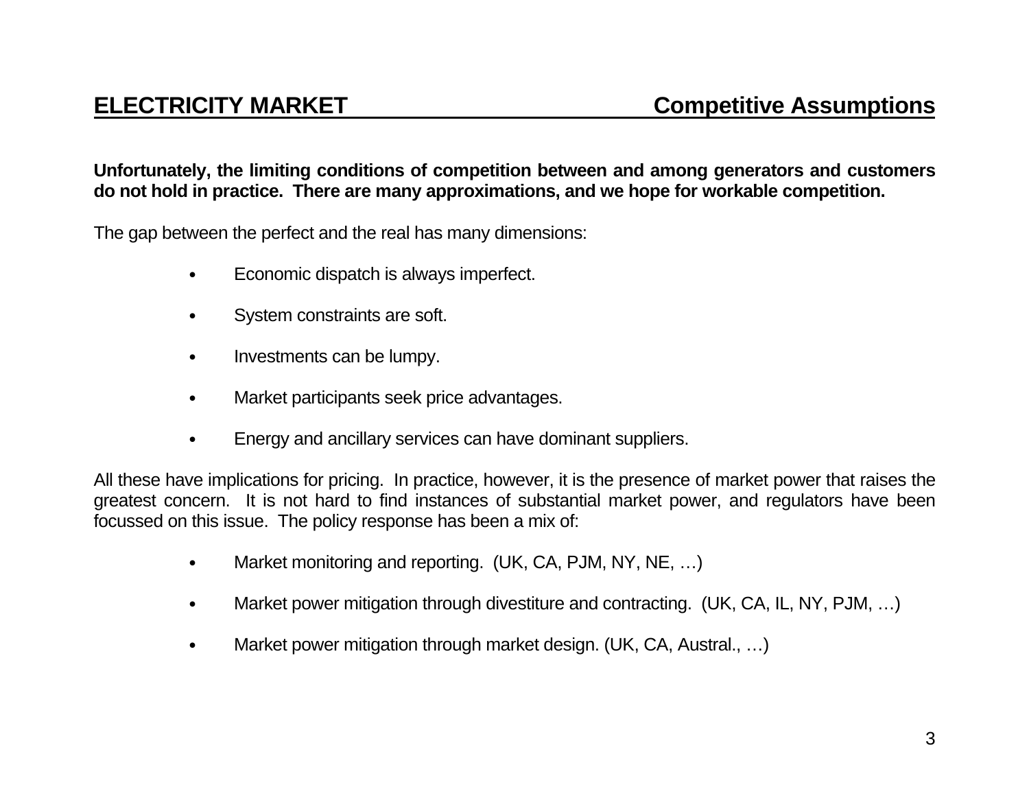## ELECTRICITY MARKET — Competitive Assumptions

**Unfortunately, the limiting conditions of competition between and among generators and customers do not hold in practice. There are many approximations, and we hope for workable competition.**

The gap between the perfect and the real has many dimensions:

- Economic dispatch is always imperfect.
- System constraints are soft.
- Investments can be lumpy.
- Market participants seek price advantages.
- Energy and ancillary services can have dominant suppliers.

All these have implications for pricing. In practice, however, it is the presence of market power that raises the greatest concern. It is not hard to find instances of substantial market power, and regulators have been focussed on this issue. The policy response has been a mix of:

- Market monitoring and reporting. (UK, CA, PJM, NY, NE, …)
- Market power mitigation through divestiture and contracting. (UK, CA, IL, NY, PJM, …)
- Market power mitigation through market design. (UK, CA, Austral., …)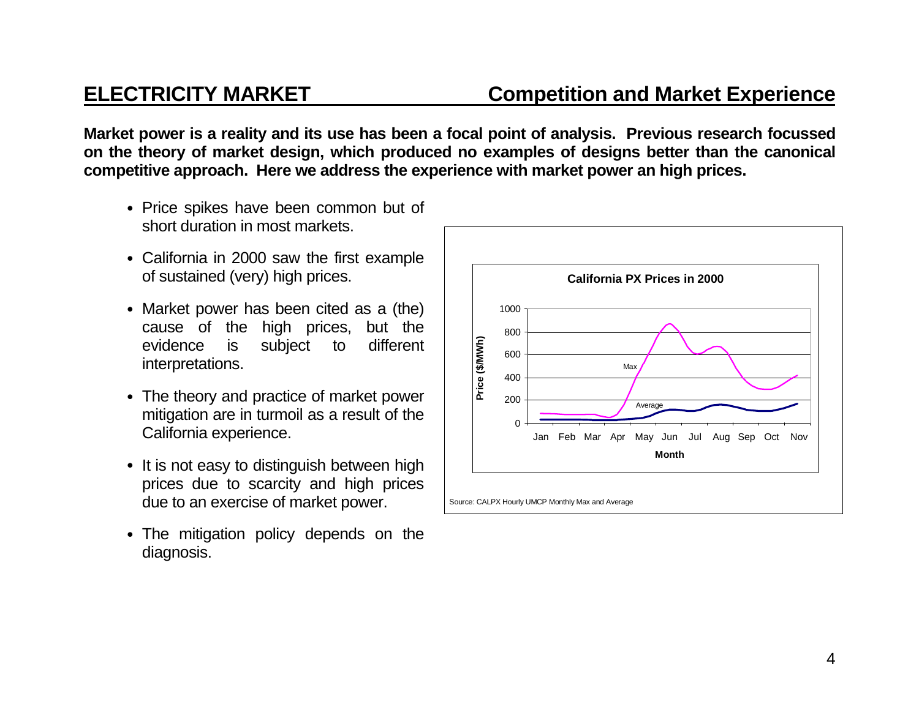## ELECTRICITY MARKET — Competition and Market Experience

**Market power is a reality and its use has been a focal point of analysis. Previous research focussed on the theory of market design, which produced no examples of designs better than the canonical competitive approach. Here we address the experience with market power an high prices.**

- Price spikes have been common but of short duration in most markets.
- California in 2000 saw the first example of sustained (very) high prices.
- Market power has been cited as a (the) cause of the high prices, but the evidence is subject to different interpretations.
- The theory and practice of market power mitigation are in turmoil as a result of the California experience.
- It is not easy to distinguish between high prices due to scarcity and high prices due to an exercise of market power.
- The mitigation policy depends on the diagnosis.

**California PX Prices in 2000**

Price ($/MWh): 0, 200, 400, 600, 800, 1000

Month: Jan, Feb, Mar, Apr, May, Jun, Jul, Aug, Sep, Oct, Nov

Max

Average

Source: CALPX Hourly UMCP Monthly Max and Average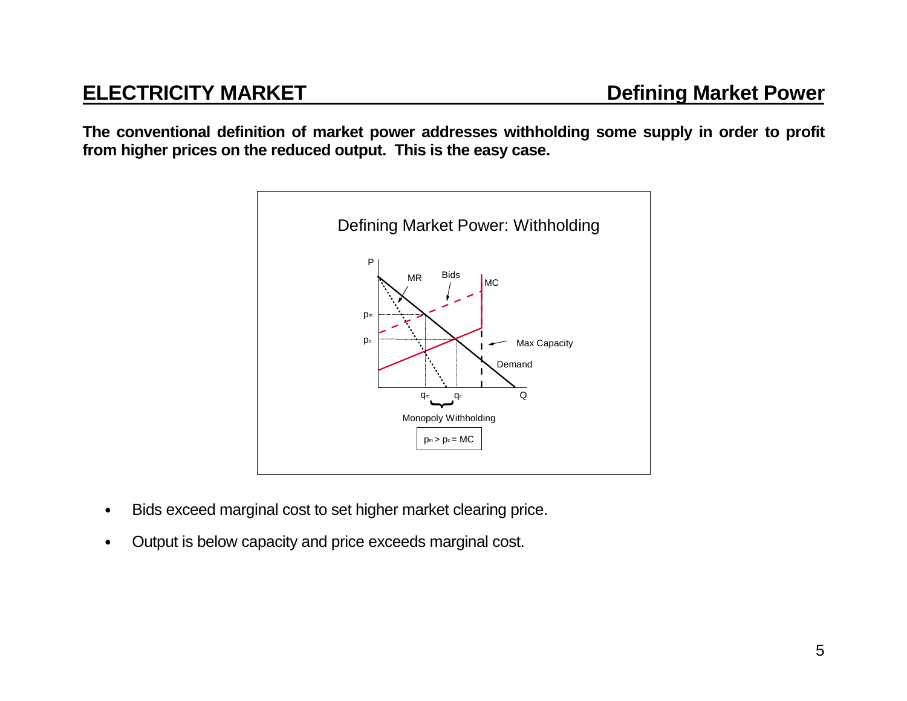# ELECTRICITY MARKET — Defining Market Power

**The conventional definition of market power addresses withholding some supply in order to profit from higher prices on the reduced output. This is the easy case.**

Defining Market Power: Withholding

P, MR, Bids, MC, $p_m$, $p_c$, Max Capacity, Demand, $q_m$, $q_c$, Q

Monopoly Withholding

$p_m > p_c = MC$

- Bids exceed marginal cost to set higher market clearing price.
- Output is below capacity and price exceeds marginal cost.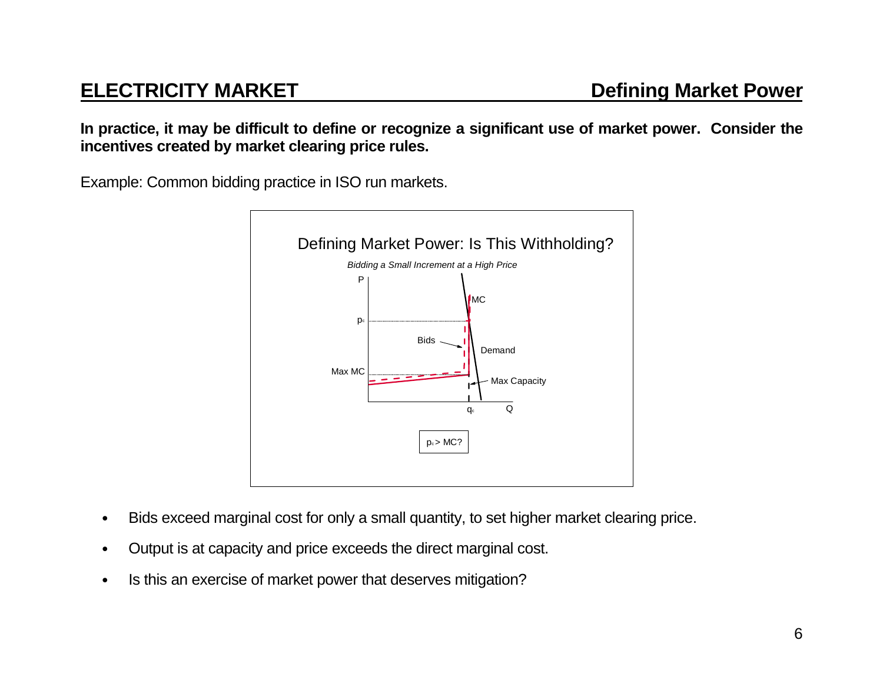## ELECTRICITY MARKET — Defining Market Power

**In practice, it may be difficult to define or recognize a significant use of market power. Consider the incentives created by market clearing price rules.**

Example: Common bidding practice in ISO run markets.

Defining Market Power: Is This Withholding?

*Bidding a Small Increment at a High Price*

P

MC

$p_c$

Bids

Demand

Max MC

Max Capacity

$q_c$

Q

$p_c > MC$?

- Bids exceed marginal cost for only a small quantity, to set higher market clearing price.
- Output is at capacity and price exceeds the direct marginal cost.
- Is this an exercise of market power that deserves mitigation?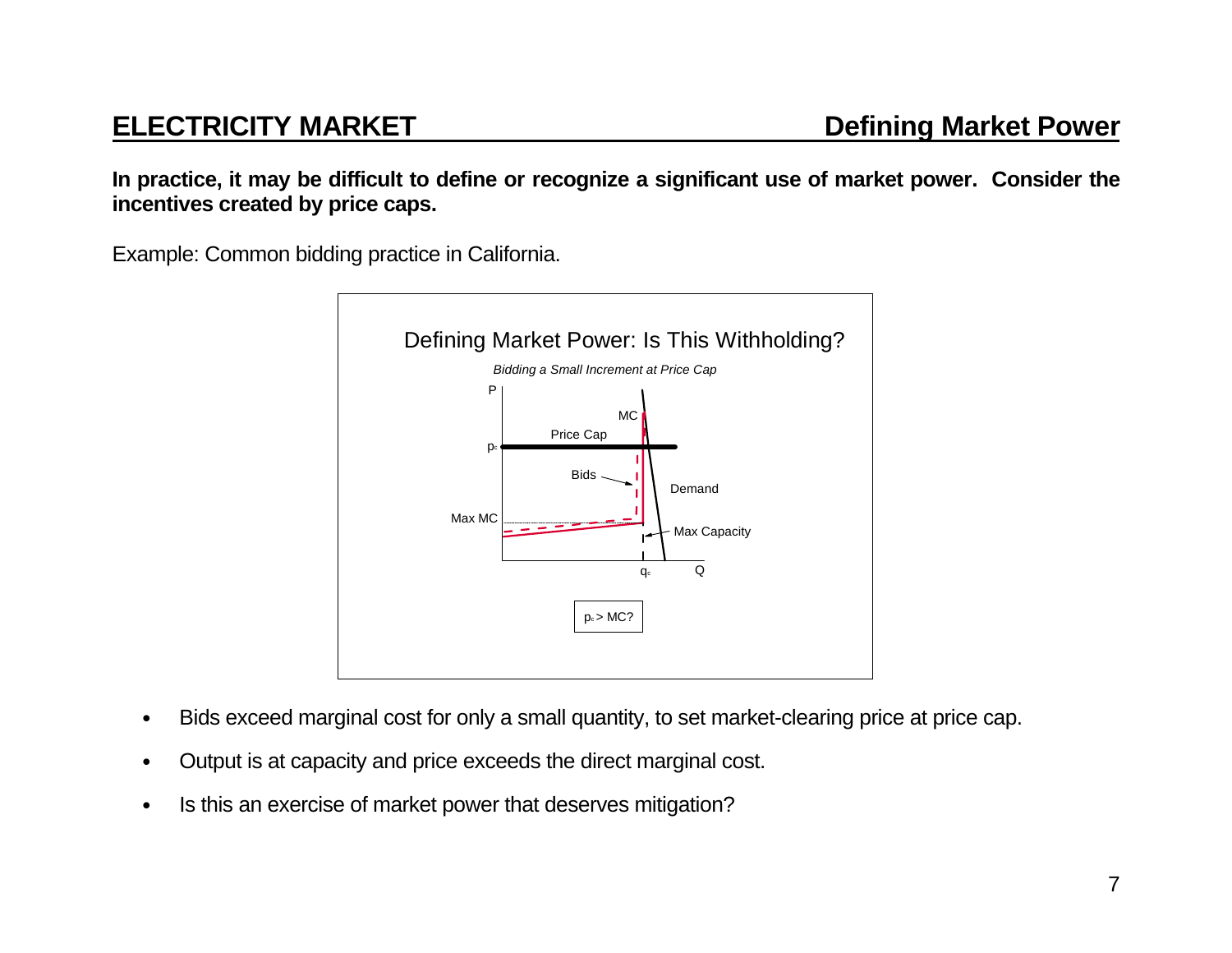## ELECTRICITY MARKET — Defining Market Power

**In practice, it may be difficult to define or recognize a significant use of market power. Consider the incentives created by price caps.**

Example: Common bidding practice in California.

Defining Market Power: Is This Withholding?

*Bidding a Small Increment at Price Cap*

P, $p_c$, Price Cap, MC, Bids, Demand, Max MC, Max Capacity, $q_c$, Q

$p_c$ > MC?

- Bids exceed marginal cost for only a small quantity, to set market-clearing price at price cap.
- Output is at capacity and price exceeds the direct marginal cost.
- Is this an exercise of market power that deserves mitigation?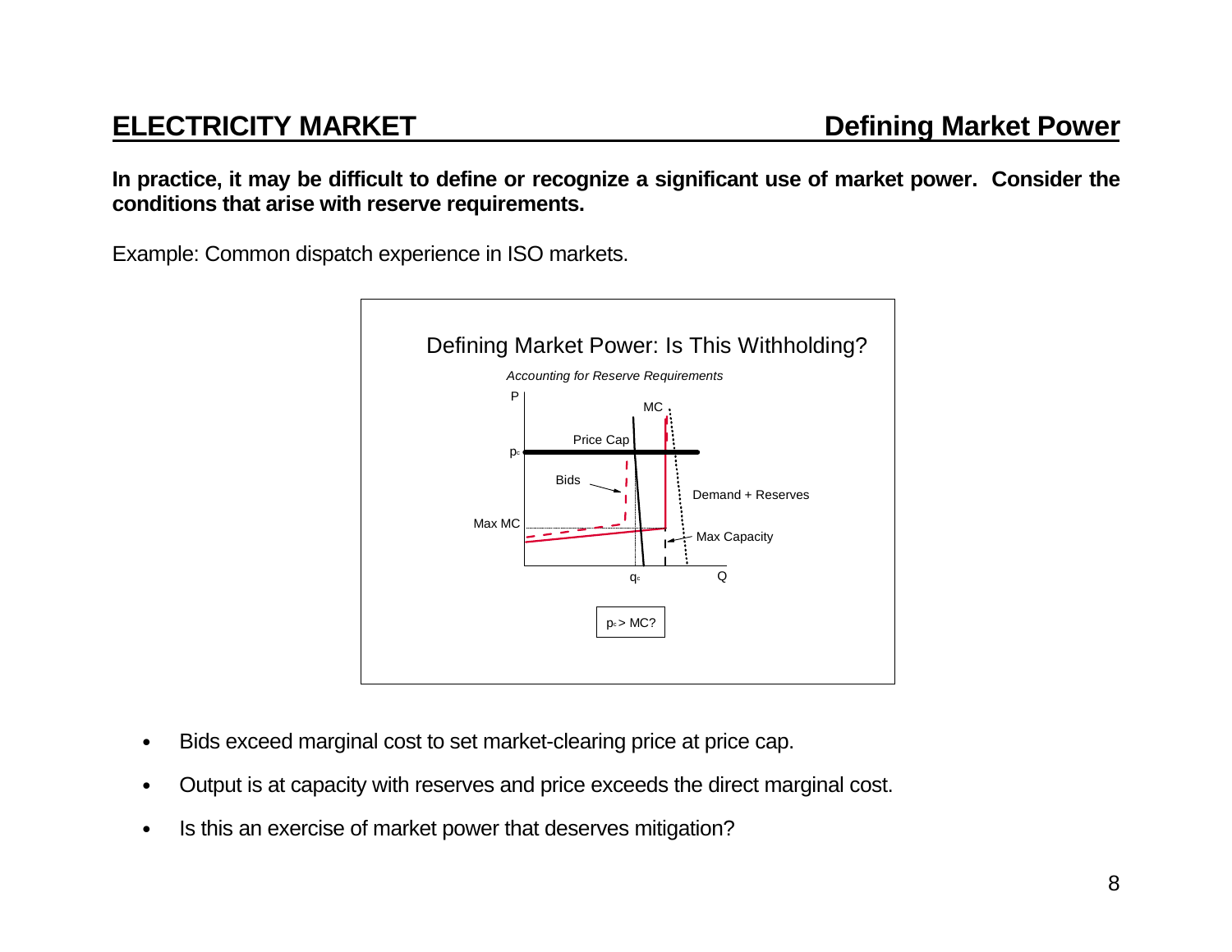## ELECTRICITY MARKET — Defining Market Power

**In practice, it may be difficult to define or recognize a significant use of market power. Consider the conditions that arise with reserve requirements.**

Example: Common dispatch experience in ISO markets.

Defining Market Power: Is This Withholding?

*Accounting for Reserve Requirements*

P, MC, Price Cap, $p_c$, Bids, Demand + Reserves, Max MC, Max Capacity, $q_c$, Q

$p_c >$ MC?

- Bids exceed marginal cost to set market-clearing price at price cap.
- Output is at capacity with reserves and price exceeds the direct marginal cost.
- Is this an exercise of market power that deserves mitigation?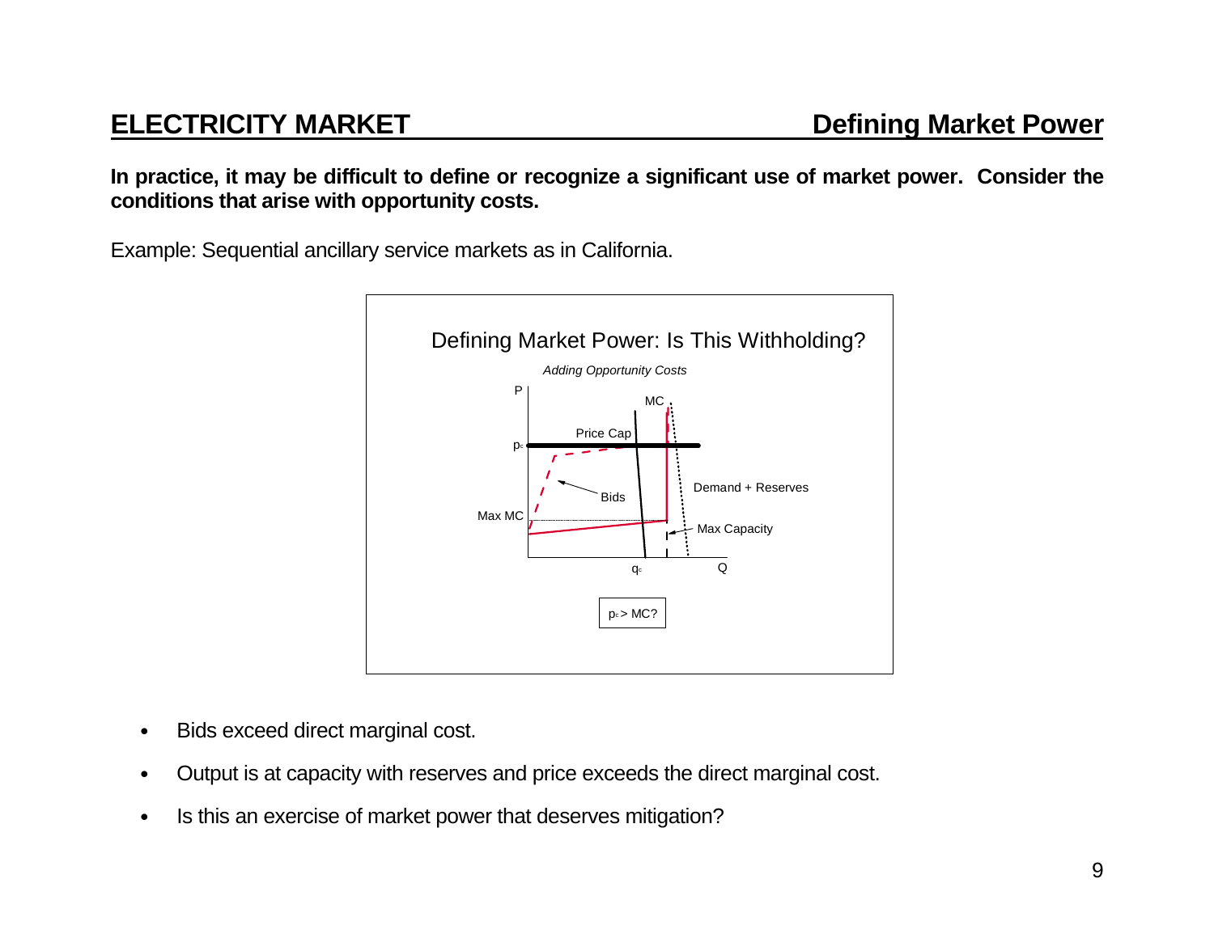## ELECTRICITY MARKET — Defining Market Power

**In practice, it may be difficult to define or recognize a significant use of market power. Consider the conditions that arise with opportunity costs.**

Example: Sequential ancillary service markets as in California.

Defining Market Power: Is This Withholding?

*Adding Opportunity Costs*

P, MC, Price Cap, $p_c$, Bids, Demand + Reserves, Max MC, Max Capacity, $q_c$, Q

$p_c$ > MC?

- Bids exceed direct marginal cost.
- Output is at capacity with reserves and price exceeds the direct marginal cost.
- Is this an exercise of market power that deserves mitigation?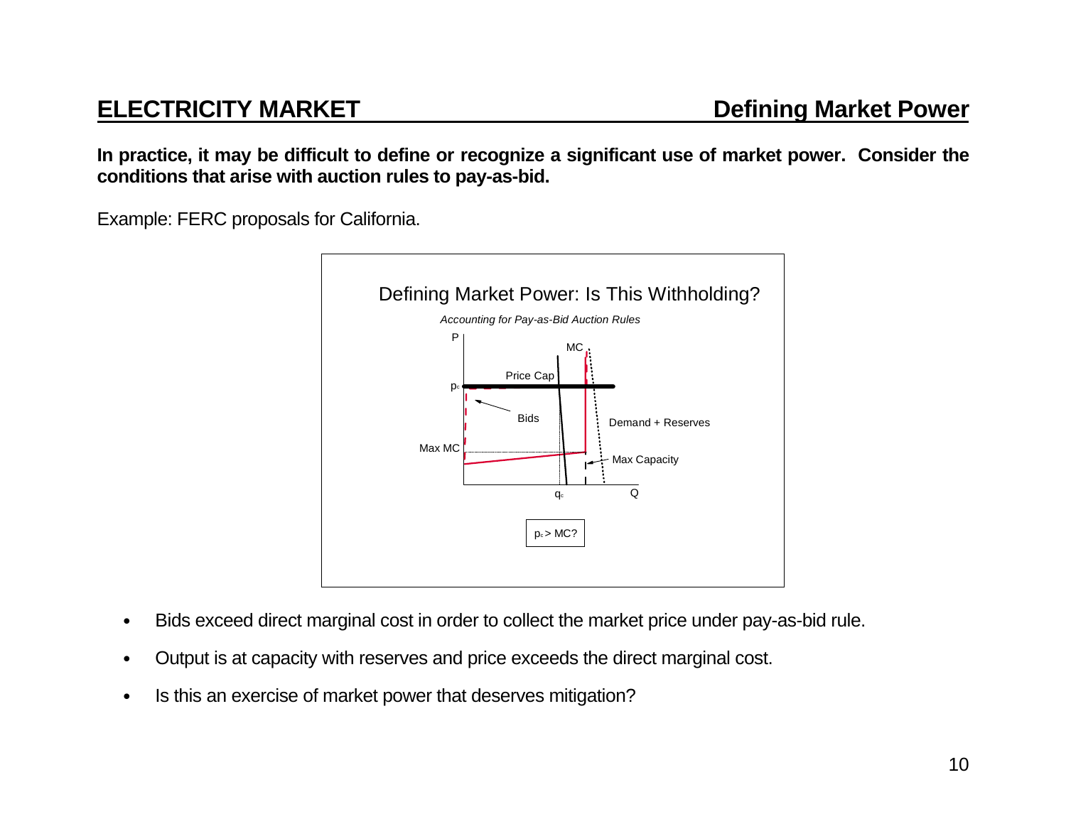## ELECTRICITY MARKET — Defining Market Power

**In practice, it may be difficult to define or recognize a significant use of market power. Consider the conditions that arise with auction rules to pay-as-bid.**

Example: FERC proposals for California.

Defining Market Power: Is This Withholding?

*Accounting for Pay-as-Bid Auction Rules*

P, MC, Price Cap, $p_c$, Bids, Demand + Reserves, Max MC, Max Capacity, $q_c$, Q

$p_c$ > MC?

- Bids exceed direct marginal cost in order to collect the market price under pay-as-bid rule.
- Output is at capacity with reserves and price exceeds the direct marginal cost.
- Is this an exercise of market power that deserves mitigation?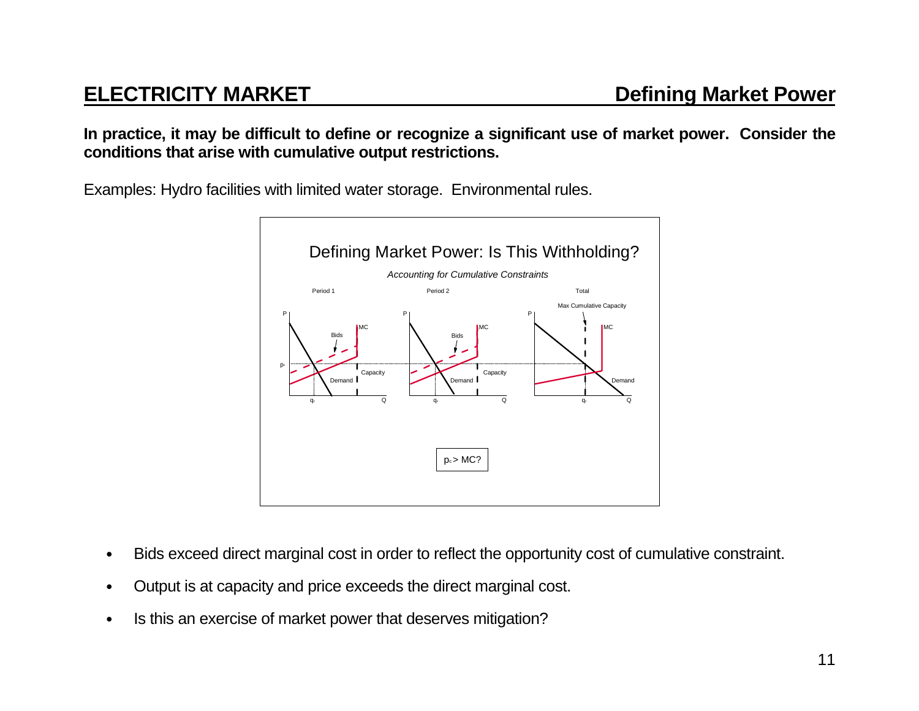## ELECTRICITY MARKET — Defining Market Power

**In practice, it may be difficult to define or recognize a significant use of market power. Consider the conditions that arise with cumulative output restrictions.**

Examples: Hydro facilities with limited water storage. Environmental rules.

Defining Market Power: Is This Withholding?

*Accounting for Cumulative Constraints*

Period 1 | Period 2 | Total

$p_c >$ MC?

- Bids exceed direct marginal cost in order to reflect the opportunity cost of cumulative constraint.
- Output is at capacity and price exceeds the direct marginal cost.
- Is this an exercise of market power that deserves mitigation?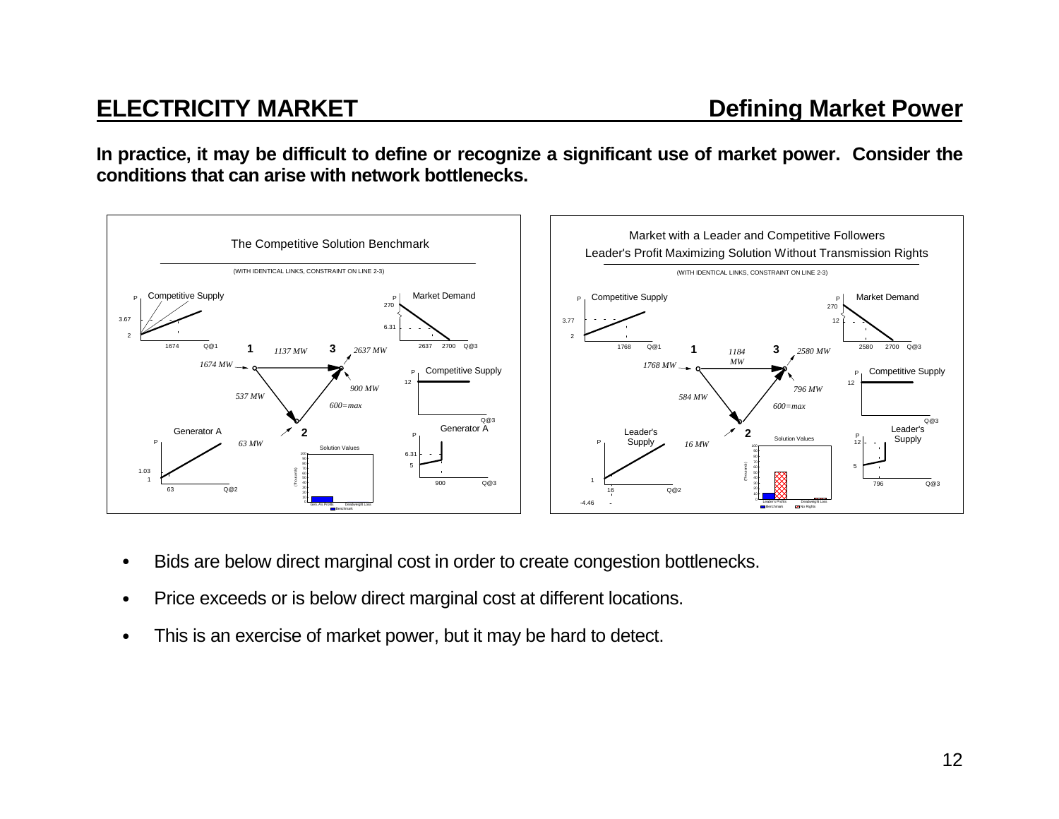# ELECTRICITY MARKET — Defining Market Power

**In practice, it may be difficult to define or recognize a significant use of market power. Consider the conditions that can arise with network bottlenecks.**

The Competitive Solution Benchmark

(WITH IDENTICAL LINKS, CONSTRAINT ON LINE 2-3)

Market with a Leader and Competitive Followers
Leader's Profit Maximizing Solution Without Transmission Rights

(WITH IDENTICAL LINKS, CONSTRAINT ON LINE 2-3)

- Bids are below direct marginal cost in order to create congestion bottlenecks.
- Price exceeds or is below direct marginal cost at different locations.
- This is an exercise of market power, but it may be hard to detect.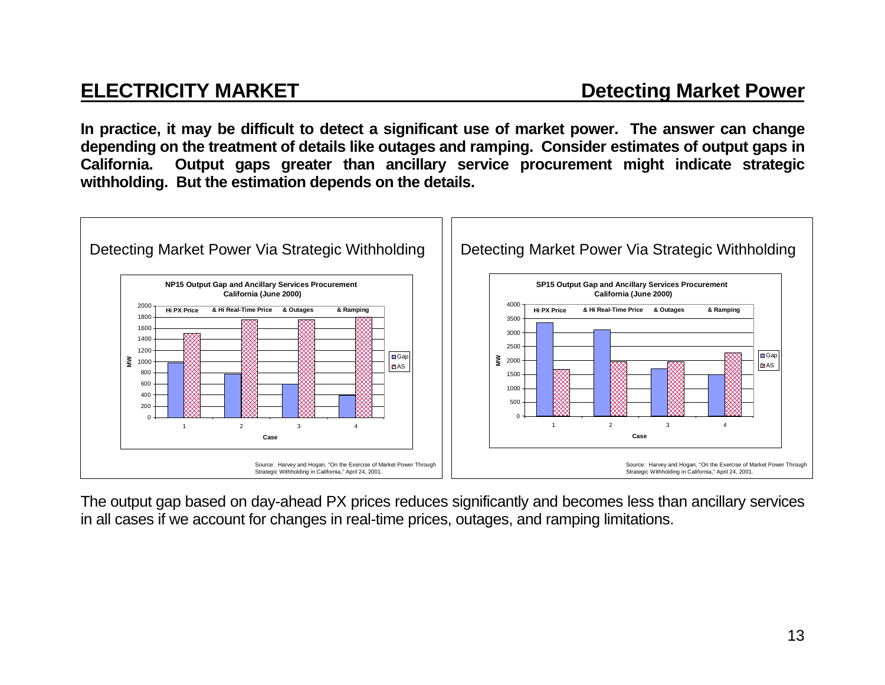# ELECTRICITY MARKET — Detecting Market Power

**In practice, it may be difficult to detect a significant use of market power. The answer can change depending on the treatment of details like outages and ramping. Consider estimates of output gaps in California. Output gaps greater than ancillary service procurement might indicate strategic withholding. But the estimation depends on the details.**

Detecting Market Power Via Strategic Withholding

**NP15 Output Gap and Ancillary Services Procurement California (June 2000)**

| Case | | Gap (MW) | AS (MW) |
|---|---|---|---|
| 1 | Hi PX Price | ~980 | ~1500 |
| 2 | & Hi Real-Time Price | ~780 | ~1750 |
| 3 | & Outages | ~590 | ~1750 |
| 4 | & Ramping | ~400 | ~1800 |

Source: Harvey and Hogan, "On the Exercise of Market Power Through Strategic Withholding in California," April 24, 2001.

Detecting Market Power Via Strategic Withholding

**SP15 Output Gap and Ancillary Services Procurement California (June 2000)**

| Case | | Gap (MW) | AS (MW) |
|---|---|---|---|
| 1 | Hi PX Price | ~3350 | ~1680 |
| 2 | & Hi Real-Time Price | ~3100 | ~1950 |
| 3 | & Outages | ~1700 | ~1950 |
| 4 | & Ramping | ~1500 | ~2270 |

Source: Harvey and Hogan, "On the Exercise of Market Power Through Strategic Withholding in California," April 24, 2001.

The output gap based on day-ahead PX prices reduces significantly and becomes less than ancillary services in all cases if we account for changes in real-time prices, outages, and ramping limitations.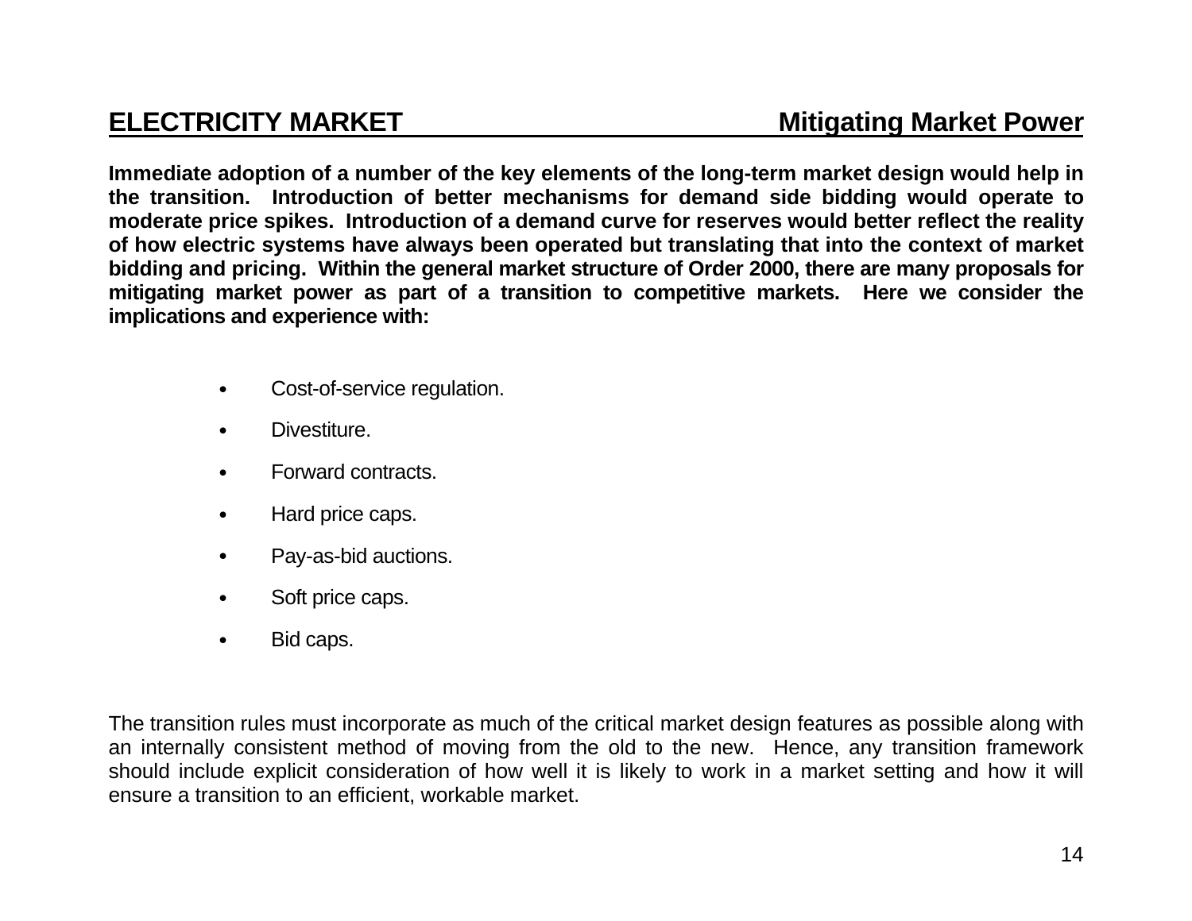## ELECTRICITY MARKET — Mitigating Market Power

**Immediate adoption of a number of the key elements of the long-term market design would help in the transition. Introduction of better mechanisms for demand side bidding would operate to moderate price spikes. Introduction of a demand curve for reserves would better reflect the reality of how electric systems have always been operated but translating that into the context of market bidding and pricing. Within the general market structure of Order 2000, there are many proposals for mitigating market power as part of a transition to competitive markets. Here we consider the implications and experience with:**

- Cost-of-service regulation.
- Divestiture.
- Forward contracts.
- Hard price caps.
- Pay-as-bid auctions.
- Soft price caps.
- Bid caps.

The transition rules must incorporate as much of the critical market design features as possible along with an internally consistent method of moving from the old to the new. Hence, any transition framework should include explicit consideration of how well it is likely to work in a market setting and how it will ensure a transition to an efficient, workable market.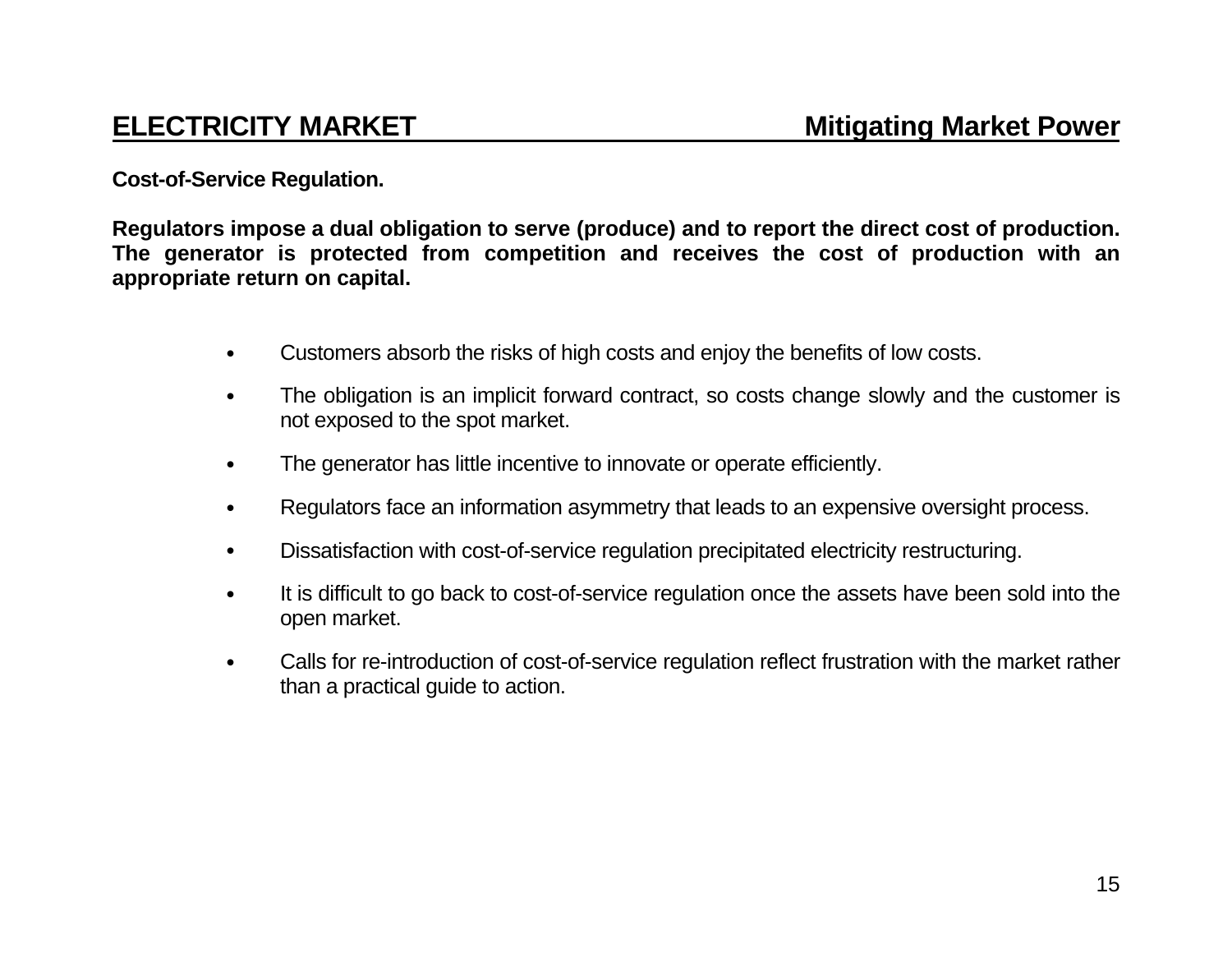## ELECTRICITY MARKET — Mitigating Market Power

**Cost-of-Service Regulation.**

**Regulators impose a dual obligation to serve (produce) and to report the direct cost of production. The generator is protected from competition and receives the cost of production with an appropriate return on capital.**

- Customers absorb the risks of high costs and enjoy the benefits of low costs.
- The obligation is an implicit forward contract, so costs change slowly and the customer is not exposed to the spot market.
- The generator has little incentive to innovate or operate efficiently.
- Regulators face an information asymmetry that leads to an expensive oversight process.
- Dissatisfaction with cost-of-service regulation precipitated electricity restructuring.
- It is difficult to go back to cost-of-service regulation once the assets have been sold into the open market.
- Calls for re-introduction of cost-of-service regulation reflect frustration with the market rather than a practical guide to action.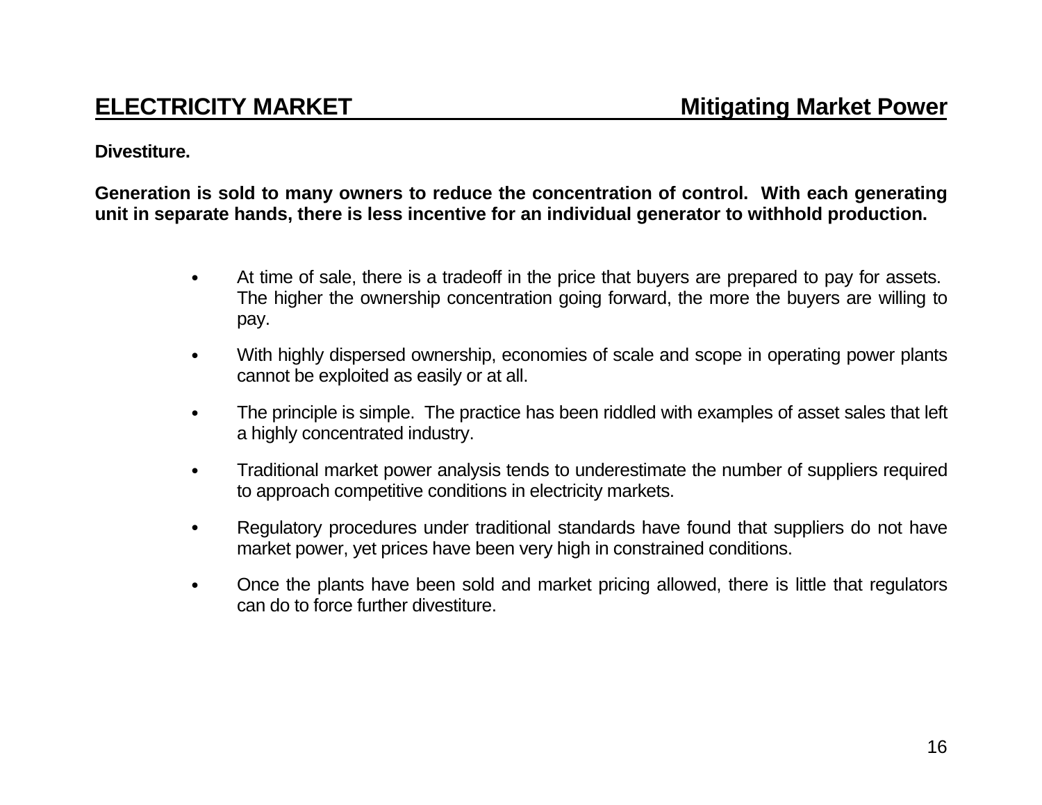## ELECTRICITY MARKET — Mitigating Market Power

**Divestiture.**

**Generation is sold to many owners to reduce the concentration of control. With each generating unit in separate hands, there is less incentive for an individual generator to withhold production.**

- At time of sale, there is a tradeoff in the price that buyers are prepared to pay for assets. The higher the ownership concentration going forward, the more the buyers are willing to pay.
- With highly dispersed ownership, economies of scale and scope in operating power plants cannot be exploited as easily or at all.
- The principle is simple. The practice has been riddled with examples of asset sales that left a highly concentrated industry.
- Traditional market power analysis tends to underestimate the number of suppliers required to approach competitive conditions in electricity markets.
- Regulatory procedures under traditional standards have found that suppliers do not have market power, yet prices have been very high in constrained conditions.
- Once the plants have been sold and market pricing allowed, there is little that regulators can do to force further divestiture.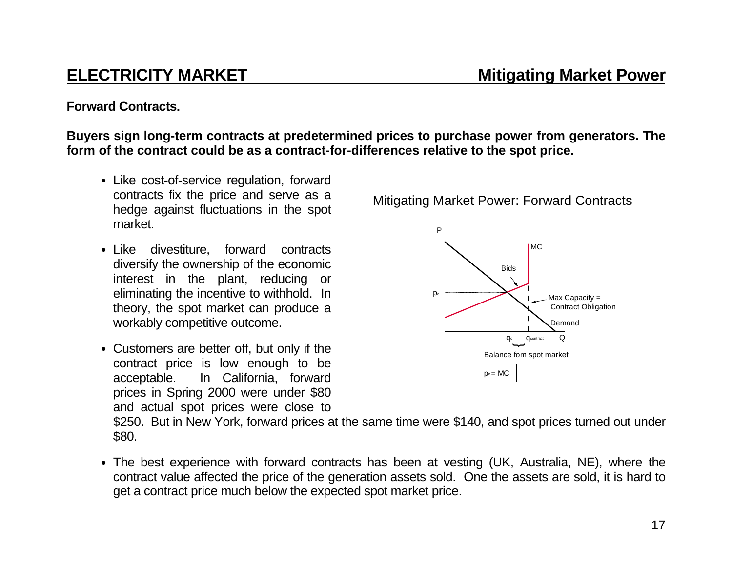## ELECTRICITY MARKET — Mitigating Market Power

**Forward Contracts.**

**Buyers sign long-term contracts at predetermined prices to purchase power from generators. The form of the contract could be as a contract-for-differences relative to the spot price.**

- Like cost-of-service regulation, forward contracts fix the price and serve as a hedge against fluctuations in the spot market.
- Like divestiture, forward contracts diversify the ownership of the economic interest in the plant, reducing or eliminating the incentive to withhold. In theory, the spot market can produce a workably competitive outcome.
- Customers are better off, but only if the contract price is low enough to be acceptable. In California, forward prices in Spring 2000 were under $80 and actual spot prices were close to $250. But in New York, forward prices at the same time were $140, and spot prices turned out under $80.
- The best experience with forward contracts has been at vesting (UK, Australia, NE), where the contract value affected the price of the generation assets sold. One the assets are sold, it is hard to get a contract price much below the expected spot market price.

Mitigating Market Power: Forward Contracts

P, MC, Bids, $p_c$, Max Capacity = Contract Obligation, Demand, $q_c$, $q_{contract}$, Q

Balance fom spot market

$p_c$ = MC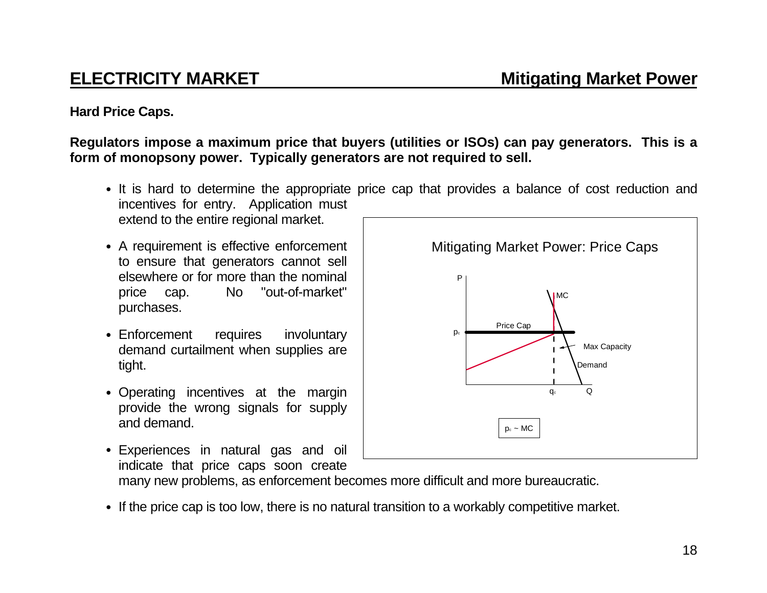## ELECTRICITY MARKET — Mitigating Market Power

**Hard Price Caps.**

**Regulators impose a maximum price that buyers (utilities or ISOs) can pay generators. This is a form of monopsony power. Typically generators are not required to sell.**

- It is hard to determine the appropriate price cap that provides a balance of cost reduction and incentives for entry. Application must extend to the entire regional market.
- A requirement is effective enforcement to ensure that generators cannot sell elsewhere or for more than the nominal price cap. No "out-of-market" purchases.
- Enforcement requires involuntary demand curtailment when supplies are tight.
- Operating incentives at the margin provide the wrong signals for supply and demand.
- Experiences in natural gas and oil indicate that price caps soon create many new problems, as enforcement becomes more difficult and more bureaucratic.
- If the price cap is too low, there is no natural transition to a workably competitive market.

Mitigating Market Power: Price Caps

P, $p_c$, Price Cap, MC, Max Capacity, Demand, $q_c$, Q

$p_c$ ~ MC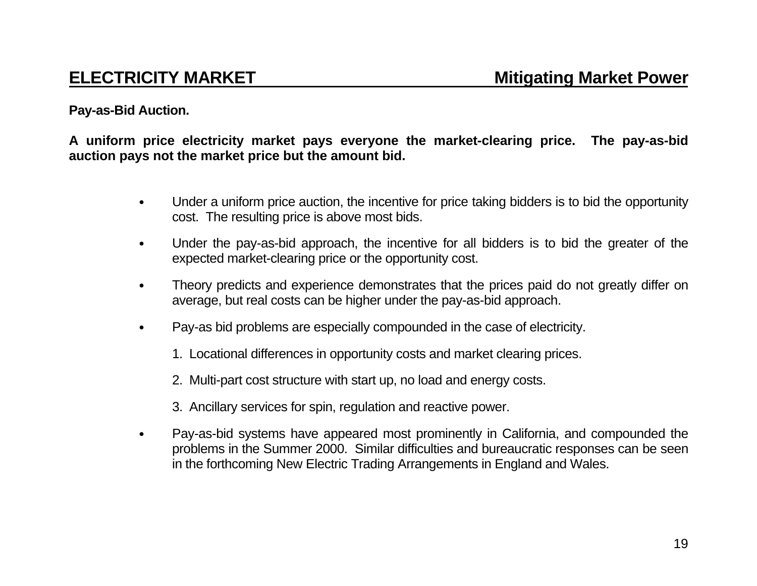## ELECTRICITY MARKET — Mitigating Market Power

**Pay-as-Bid Auction.**

**A uniform price electricity market pays everyone the market-clearing price. The pay-as-bid auction pays not the market price but the amount bid.**

- Under a uniform price auction, the incentive for price taking bidders is to bid the opportunity cost. The resulting price is above most bids.
- Under the pay-as-bid approach, the incentive for all bidders is to bid the greater of the expected market-clearing price or the opportunity cost.
- Theory predicts and experience demonstrates that the prices paid do not greatly differ on average, but real costs can be higher under the pay-as-bid approach.
- Pay-as bid problems are especially compounded in the case of electricity.

  1. Locational differences in opportunity costs and market clearing prices.
  2. Multi-part cost structure with start up, no load and energy costs.
  3. Ancillary services for spin, regulation and reactive power.

- Pay-as-bid systems have appeared most prominently in California, and compounded the problems in the Summer 2000. Similar difficulties and bureaucratic responses can be seen in the forthcoming New Electric Trading Arrangements in England and Wales.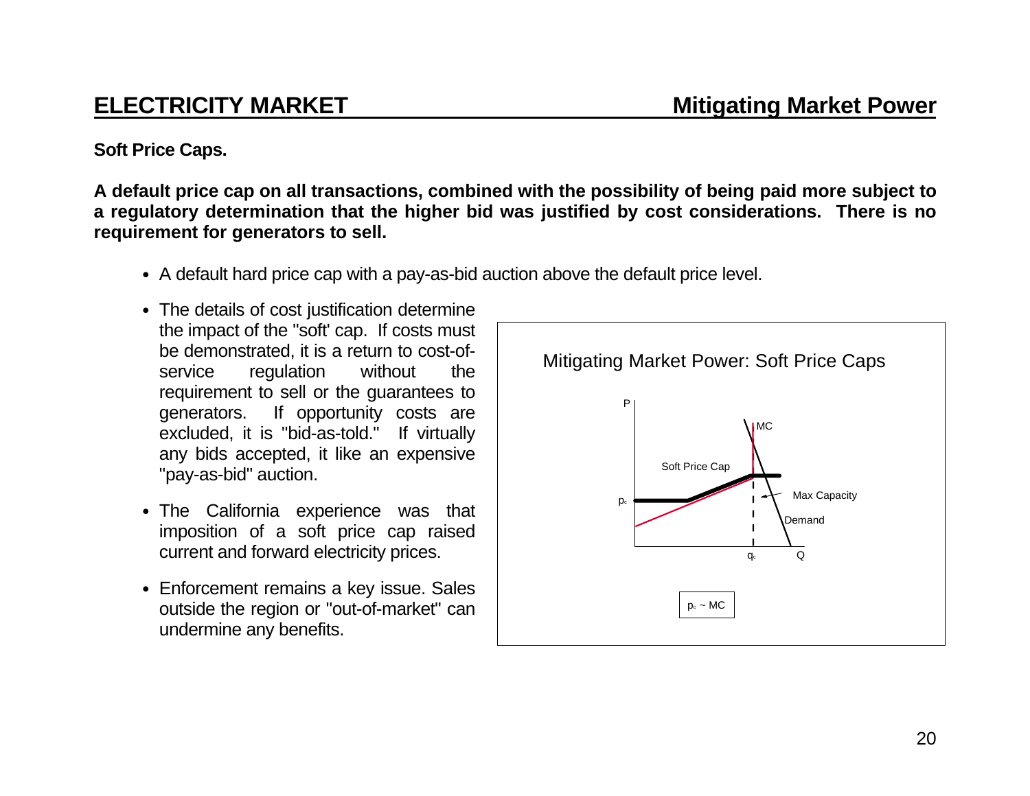## ELECTRICITY MARKET — Mitigating Market Power

**Soft Price Caps.**

**A default price cap on all transactions, combined with the possibility of being paid more subject to a regulatory determination that the higher bid was justified by cost considerations. There is no requirement for generators to sell.**

- A default hard price cap with a pay-as-bid auction above the default price level.
- The details of cost justification determine the impact of the "soft' cap. If costs must be demonstrated, it is a return to cost-of-service regulation without the requirement to sell or the guarantees to generators. If opportunity costs are excluded, it is "bid-as-told." If virtually any bids accepted, it like an expensive "pay-as-bid" auction.
- The California experience was that imposition of a soft price cap raised current and forward electricity prices.
- Enforcement remains a key issue. Sales outside the region or "out-of-market" can undermine any benefits.

Mitigating Market Power: Soft Price Caps

P, MC, Soft Price Cap, $p_c$, Max Capacity, Demand, $q_c$, Q

$p_c \sim MC$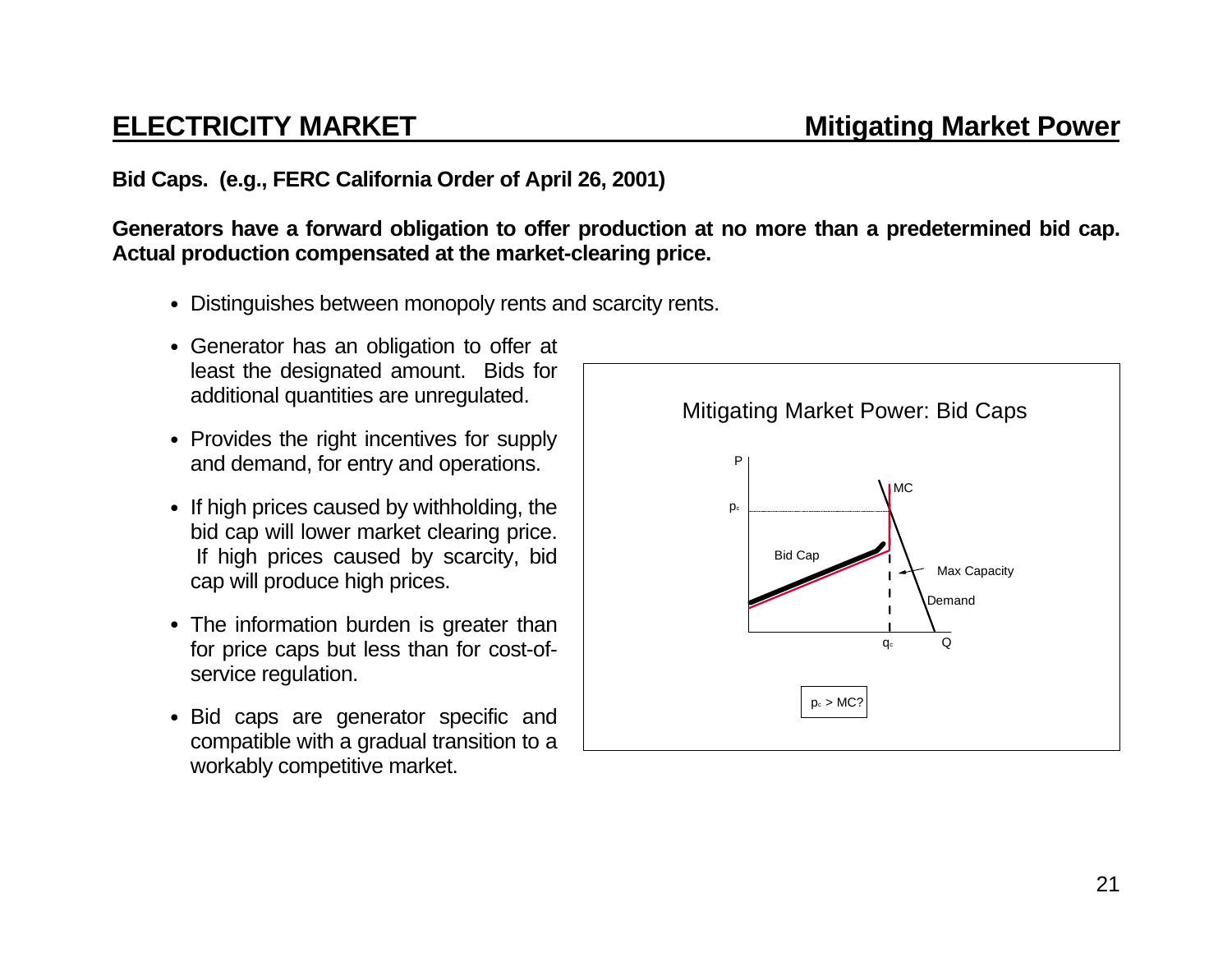# ELECTRICITY MARKET — Mitigating Market Power

**Bid Caps. (e.g., FERC California Order of April 26, 2001)**

**Generators have a forward obligation to offer production at no more than a predetermined bid cap. Actual production compensated at the market-clearing price.**

- Distinguishes between monopoly rents and scarcity rents.
- Generator has an obligation to offer at least the designated amount. Bids for additional quantities are unregulated.
- Provides the right incentives for supply and demand, for entry and operations.
- If high prices caused by withholding, the bid cap will lower market clearing price. If high prices caused by scarcity, bid cap will produce high prices.
- The information burden is greater than for price caps but less than for cost-of-service regulation.
- Bid caps are generator specific and compatible with a gradual transition to a workably competitive market.

Mitigating Market Power: Bid Caps

P, $p_c$, MC, Bid Cap, Max Capacity, Demand, $q_c$, Q

$p_c$ > MC?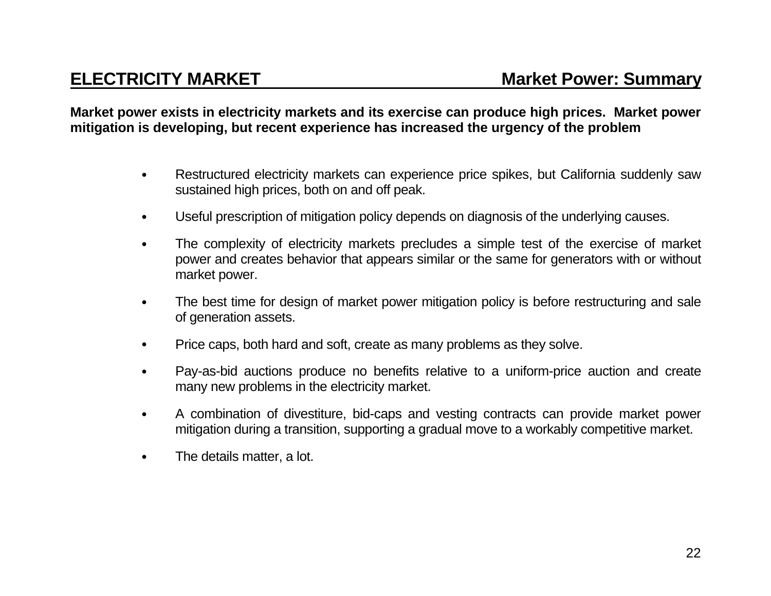## ELECTRICITY MARKET — Market Power: Summary

**Market power exists in electricity markets and its exercise can produce high prices. Market power mitigation is developing, but recent experience has increased the urgency of the problem**

- Restructured electricity markets can experience price spikes, but California suddenly saw sustained high prices, both on and off peak.
- Useful prescription of mitigation policy depends on diagnosis of the underlying causes.
- The complexity of electricity markets precludes a simple test of the exercise of market power and creates behavior that appears similar or the same for generators with or without market power.
- The best time for design of market power mitigation policy is before restructuring and sale of generation assets.
- Price caps, both hard and soft, create as many problems as they solve.
- Pay-as-bid auctions produce no benefits relative to a uniform-price auction and create many new problems in the electricity market.
- A combination of divestiture, bid-caps and vesting contracts can provide market power mitigation during a transition, supporting a gradual move to a workably competitive market.
- The details matter, a lot.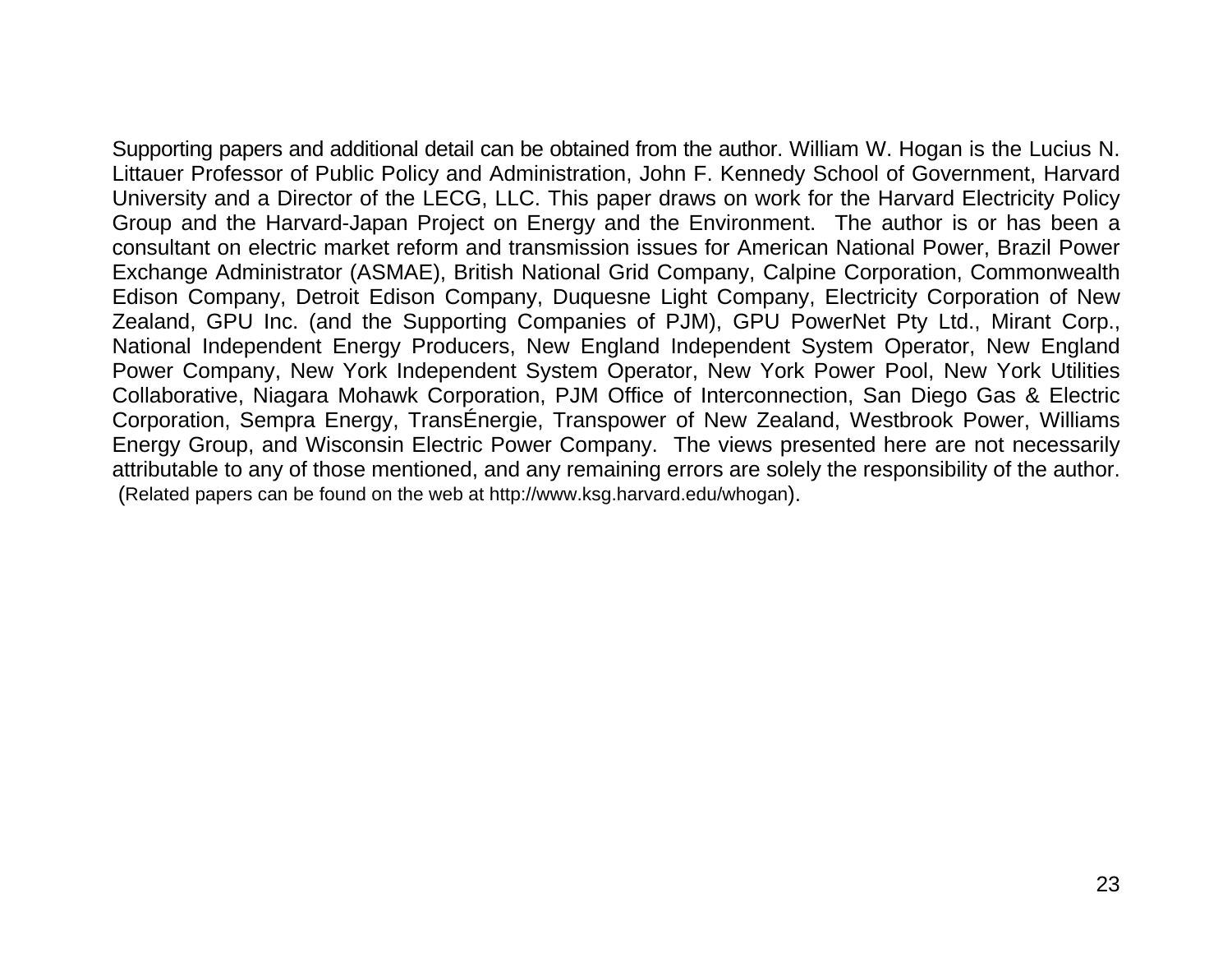Supporting papers and additional detail can be obtained from the author. William W. Hogan is the Lucius N. Littauer Professor of Public Policy and Administration, John F. Kennedy School of Government, Harvard University and a Director of the LECG, LLC. This paper draws on work for the Harvard Electricity Policy Group and the Harvard-Japan Project on Energy and the Environment. The author is or has been a consultant on electric market reform and transmission issues for American National Power, Brazil Power Exchange Administrator (ASMAE), British National Grid Company, Calpine Corporation, Commonwealth Edison Company, Detroit Edison Company, Duquesne Light Company, Electricity Corporation of New Zealand, GPU Inc. (and the Supporting Companies of PJM), GPU PowerNet Pty Ltd., Mirant Corp., National Independent Energy Producers, New England Independent System Operator, New England Power Company, New York Independent System Operator, New York Power Pool, New York Utilities Collaborative, Niagara Mohawk Corporation, PJM Office of Interconnection, San Diego Gas & Electric Corporation, Sempra Energy, TransÉnergie, Transpower of New Zealand, Westbrook Power, Williams Energy Group, and Wisconsin Electric Power Company. The views presented here are not necessarily attributable to any of those mentioned, and any remaining errors are solely the responsibility of the author. (Related papers can be found on the web at http://www.ksg.harvard.edu/whogan).